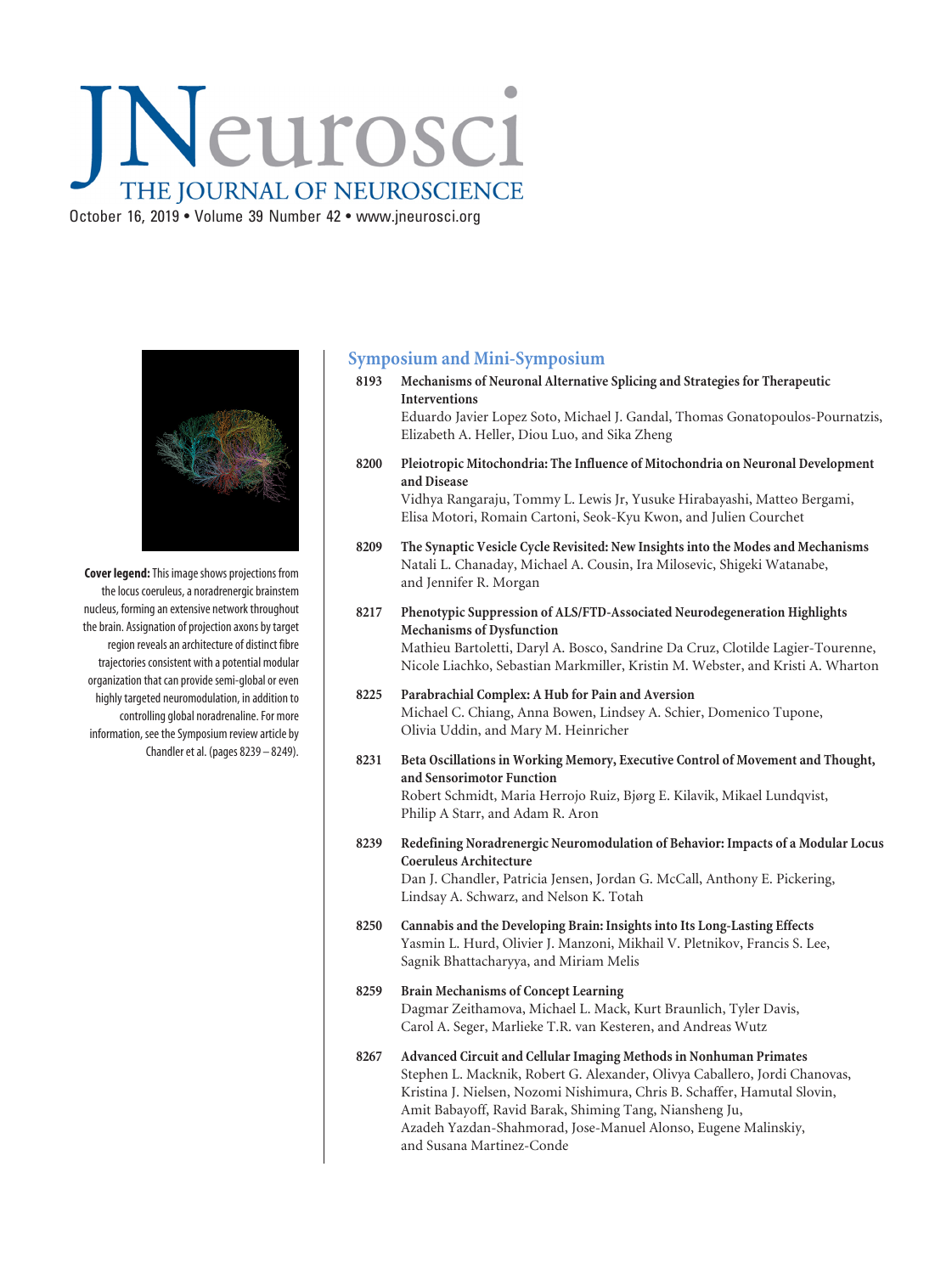# JNeurosci

THE JOURNAL OF NEUROSCIENCE

October 16, 2019 • Volume 39 Number 42 • www.jneurosci.org

**Cover legend:** This image shows projections from the locus coeruleus, a noradrenergic brainstem nucleus, forming an extensive network throughout the brain. Assignation of projection axons by target region reveals an architecture of distinct fibre trajectories consistent with a potential modular organization that can provide semi-global or even highly targeted neuromodulation, in addition to controlling global noradrenaline. For more information, see the Symposium review article by Chandler et al. (pages 8239 – 8249).

## Symposium and Mini-Symposium

**8193 Mechanisms of Neuronal Alternative Splicing and Strategies for Therapeutic Interventions**
Eduardo Javier Lopez Soto, Michael J. Gandal, Thomas Gonatopoulos-Pournatzis, Elizabeth A. Heller, Diou Luo, and Sika Zheng

**8200 Pleiotropic Mitochondria: The Influence of Mitochondria on Neuronal Development and Disease**
Vidhya Rangaraju, Tommy L. Lewis Jr, Yusuke Hirabayashi, Matteo Bergami, Elisa Motori, Romain Cartoni, Seok-Kyu Kwon, and Julien Courchet

**8209 The Synaptic Vesicle Cycle Revisited: New Insights into the Modes and Mechanisms**
Natali L. Chanaday, Michael A. Cousin, Ira Milosevic, Shigeki Watanabe, and Jennifer R. Morgan

**8217 Phenotypic Suppression of ALS/FTD-Associated Neurodegeneration Highlights Mechanisms of Dysfunction**
Mathieu Bartoletti, Daryl A. Bosco, Sandrine Da Cruz, Clotilde Lagier-Tourenne, Nicole Liachko, Sebastian Markmiller, Kristin M. Webster, and Kristi A. Wharton

**8225 Parabrachial Complex: A Hub for Pain and Aversion**
Michael C. Chiang, Anna Bowen, Lindsey A. Schier, Domenico Tupone, Olivia Uddin, and Mary M. Heinricher

**8231 Beta Oscillations in Working Memory, Executive Control of Movement and Thought, and Sensorimotor Function**
Robert Schmidt, Maria Herrojo Ruiz, Bjørg E. Kilavik, Mikael Lundqvist, Philip A Starr, and Adam R. Aron

**8239 Redefining Noradrenergic Neuromodulation of Behavior: Impacts of a Modular Locus Coeruleus Architecture**
Dan J. Chandler, Patricia Jensen, Jordan G. McCall, Anthony E. Pickering, Lindsay A. Schwarz, and Nelson K. Totah

**8250 Cannabis and the Developing Brain: Insights into Its Long-Lasting Effects**
Yasmin L. Hurd, Olivier J. Manzoni, Mikhail V. Pletnikov, Francis S. Lee, Sagnik Bhattacharyya, and Miriam Melis

**8259 Brain Mechanisms of Concept Learning**
Dagmar Zeithamova, Michael L. Mack, Kurt Braunlich, Tyler Davis, Carol A. Seger, Marlieke T.R. van Kesteren, and Andreas Wutz

**8267 Advanced Circuit and Cellular Imaging Methods in Nonhuman Primates**
Stephen L. Macknik, Robert G. Alexander, Olivya Caballero, Jordi Chanovas, Kristina J. Nielsen, Nozomi Nishimura, Chris B. Schaffer, Hamutal Slovin, Amit Babayoff, Ravid Barak, Shiming Tang, Niansheng Ju, Azadeh Yazdan-Shahmorad, Jose-Manuel Alonso, Eugene Malinskiy, and Susana Martinez-Conde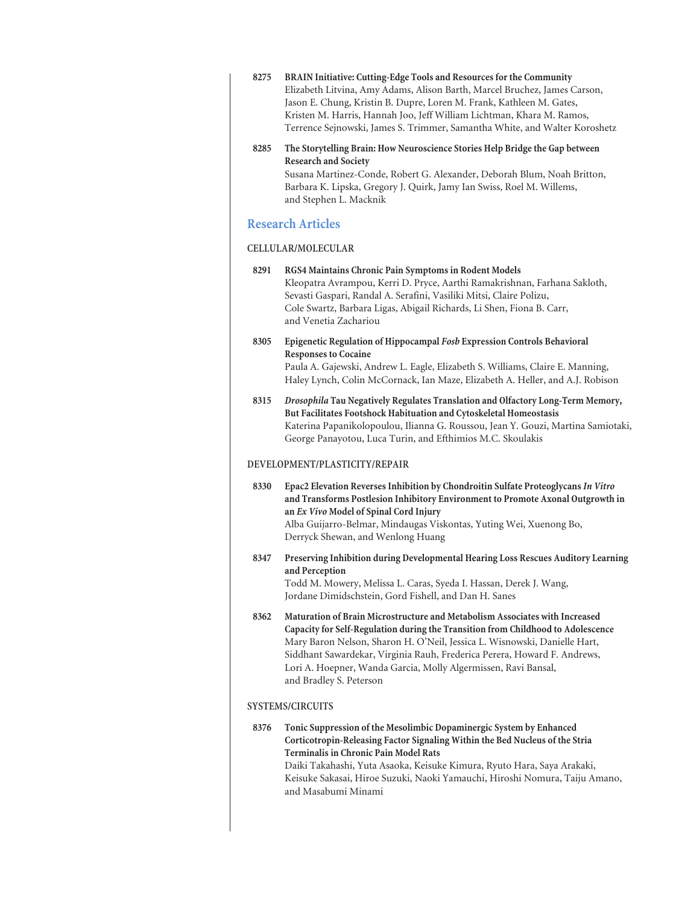**8275** **BRAIN Initiative: Cutting-Edge Tools and Resources for the Community**
Elizabeth Litvina, Amy Adams, Alison Barth, Marcel Bruchez, James Carson, Jason E. Chung, Kristin B. Dupre, Loren M. Frank, Kathleen M. Gates, Kristen M. Harris, Hannah Joo, Jeff William Lichtman, Khara M. Ramos, Terrence Sejnowski, James S. Trimmer, Samantha White, and Walter Koroshetz

**8285** **The Storytelling Brain: How Neuroscience Stories Help Bridge the Gap between Research and Society**
Susana Martinez-Conde, Robert G. Alexander, Deborah Blum, Noah Britton, Barbara K. Lipska, Gregory J. Quirk, Jamy Ian Swiss, Roel M. Willems, and Stephen L. Macknik

## Research Articles

### CELLULAR/MOLECULAR

**8291** **RGS4 Maintains Chronic Pain Symptoms in Rodent Models**
Kleopatra Avrampou, Kerri D. Pryce, Aarthi Ramakrishnan, Farhana Sakloth, Sevasti Gaspari, Randal A. Serafini, Vasiliki Mitsi, Claire Polizu, Cole Swartz, Barbara Ligas, Abigail Richards, Li Shen, Fiona B. Carr, and Venetia Zachariou

**8305** **Epigenetic Regulation of Hippocampal *Fosb* Expression Controls Behavioral Responses to Cocaine**
Paula A. Gajewski, Andrew L. Eagle, Elizabeth S. Williams, Claire E. Manning, Haley Lynch, Colin McCornack, Ian Maze, Elizabeth A. Heller, and A.J. Robison

**8315** ***Drosophila* Tau Negatively Regulates Translation and Olfactory Long-Term Memory, But Facilitates Footshock Habituation and Cytoskeletal Homeostasis**
Katerina Papanikolopoulou, Ilianna G. Roussou, Jean Y. Gouzi, Martina Samiotaki, George Panayotou, Luca Turin, and Efthimios M.C. Skoulakis

### DEVELOPMENT/PLASTICITY/REPAIR

**8330** **Epac2 Elevation Reverses Inhibition by Chondroitin Sulfate Proteoglycans *In Vitro* and Transforms Postlesion Inhibitory Environment to Promote Axonal Outgrowth in an *Ex Vivo* Model of Spinal Cord Injury**
Alba Guijarro-Belmar, Mindaugas Viskontas, Yuting Wei, Xuenong Bo, Derryck Shewan, and Wenlong Huang

**8347** **Preserving Inhibition during Developmental Hearing Loss Rescues Auditory Learning and Perception**
Todd M. Mowery, Melissa L. Caras, Syeda I. Hassan, Derek J. Wang, Jordane Dimidschstein, Gord Fishell, and Dan H. Sanes

**8362** **Maturation of Brain Microstructure and Metabolism Associates with Increased Capacity for Self-Regulation during the Transition from Childhood to Adolescence**
Mary Baron Nelson, Sharon H. O'Neil, Jessica L. Wisnowski, Danielle Hart, Siddhant Sawardekar, Virginia Rauh, Frederica Perera, Howard F. Andrews, Lori A. Hoepner, Wanda Garcia, Molly Algermissen, Ravi Bansal, and Bradley S. Peterson

### SYSTEMS/CIRCUITS

**8376** **Tonic Suppression of the Mesolimbic Dopaminergic System by Enhanced Corticotropin-Releasing Factor Signaling Within the Bed Nucleus of the Stria Terminalis in Chronic Pain Model Rats**
Daiki Takahashi, Yuta Asaoka, Keisuke Kimura, Ryuto Hara, Saya Arakaki, Keisuke Sakasai, Hiroe Suzuki, Naoki Yamauchi, Hiroshi Nomura, Taiju Amano, and Masabumi Minami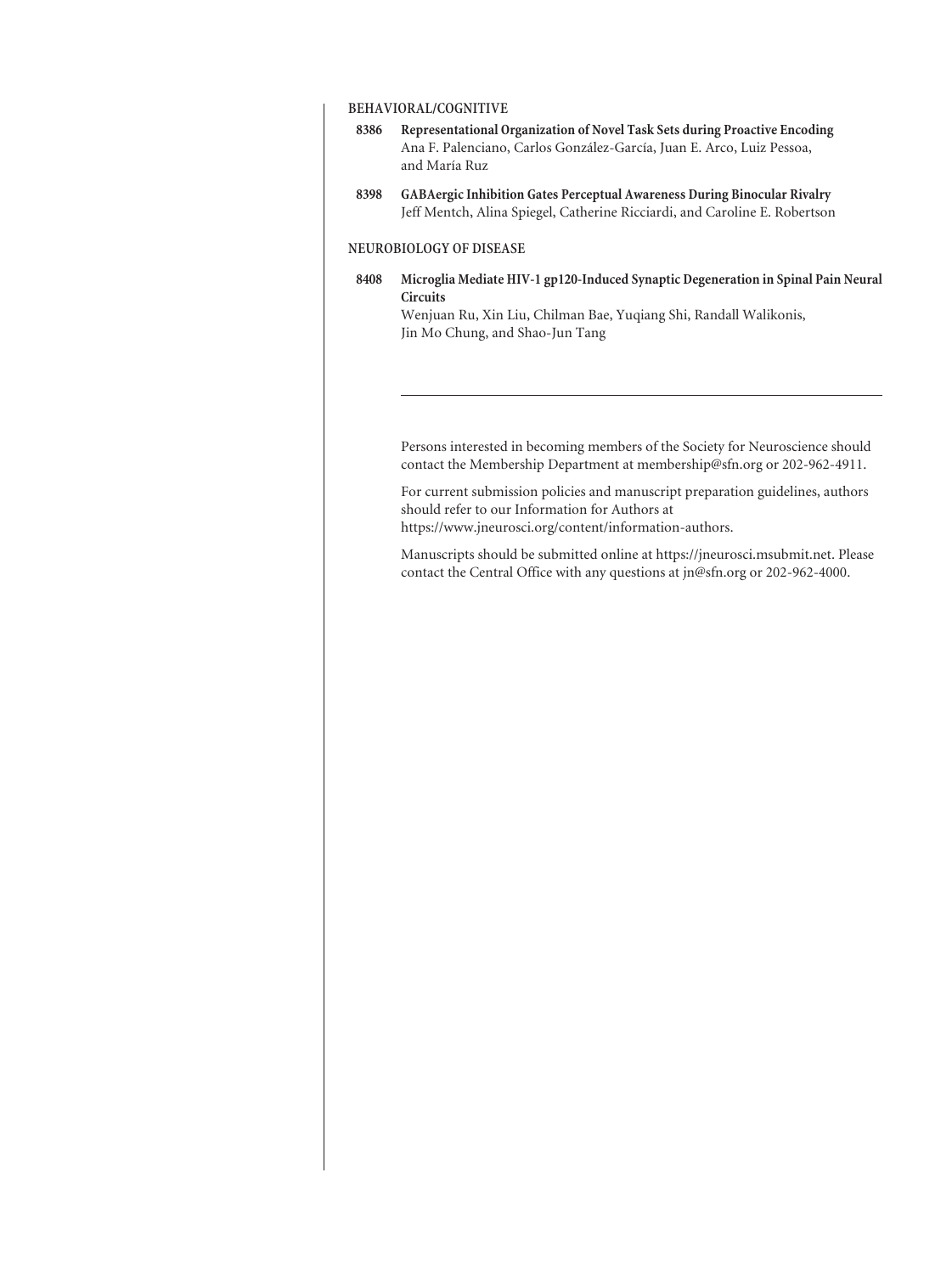## BEHAVIORAL/COGNITIVE

**8386 Representational Organization of Novel Task Sets during Proactive Encoding**
Ana F. Palenciano, Carlos González-García, Juan E. Arco, Luiz Pessoa, and María Ruz

**8398 GABAergic Inhibition Gates Perceptual Awareness During Binocular Rivalry**
Jeff Mentch, Alina Spiegel, Catherine Ricciardi, and Caroline E. Robertson

## NEUROBIOLOGY OF DISEASE

**8408 Microglia Mediate HIV-1 gp120-Induced Synaptic Degeneration in Spinal Pain Neural Circuits**
Wenjuan Ru, Xin Liu, Chilman Bae, Yuqiang Shi, Randall Walikonis, Jin Mo Chung, and Shao-Jun Tang

---

Persons interested in becoming members of the Society for Neuroscience should contact the Membership Department at membership@sfn.org or 202-962-4911.

For current submission policies and manuscript preparation guidelines, authors should refer to our Information for Authors at https://www.jneurosci.org/content/information-authors.

Manuscripts should be submitted online at https://jneurosci.msubmit.net. Please contact the Central Office with any questions at jn@sfn.org or 202-962-4000.